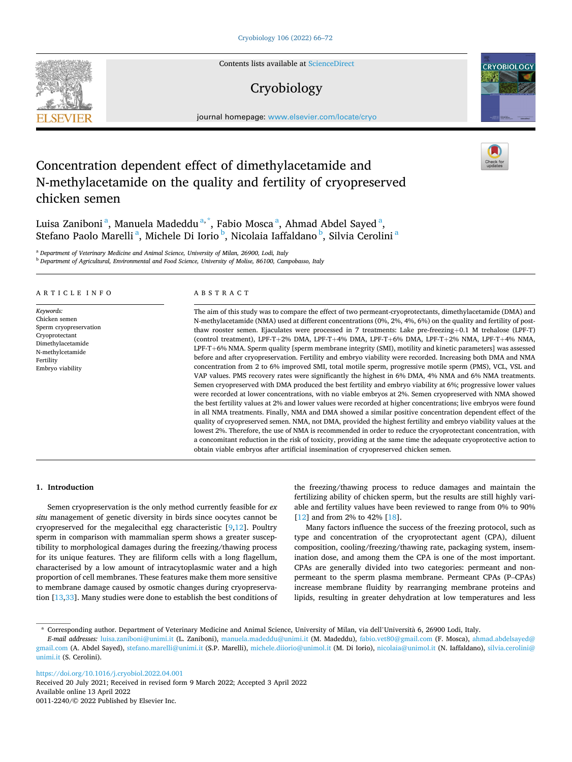# Concentration dependent effect of dimethylacetamide and N-methylacetamide on the quality and fertility of cryopreserved chicken semen

Luisa Zaniboni [a], Manuela Madeddu [a,*], Fabio Mosca [a], Ahmad Abdel Sayed [a], Stefano Paolo Marelli [a], Michele Di Iorio [b], Nicolaia Iaffaldano [b], Silvia Cerolini [a]

[a] Department of Veterinary Medicine and Animal Science, University of Milan, 26900, Lodi, Italy

[b] Department of Agricultural, Environmental and Food Science, University of Molise, 86100, Campobasso, Italy

## ARTICLE INFO

*Keywords:*
Chicken semen
Sperm cryopreservation
Cryoprotectant
Dimethylacetamide
N-methylcetamide
Fertility
Embryo viability

## ABSTRACT

The aim of this study was to compare the effect of two permeant-cryoprotectants, dimethylacetamide (DMA) and N-methylacetamide (NMA) used at different concentrations (0%, 2%, 4%, 6%) on the quality and fertility of post-thaw rooster semen. Ejaculates were processed in 7 treatments: Lake pre-freezing+0.1 M trehalose (LPF-T) (control treatment), LPF-T+2% DMA, LPF-T+4% DMA, LPF-T+6% DMA, LPF-T+2% NMA, LPF-T+4% NMA, LPF-T+6% NMA. Sperm quality [sperm membrane integrity (SMI), motility and kinetic parameters] was assessed before and after cryopreservation. Fertility and embryo viability were recorded. Increasing both DMA and NMA concentration from 2 to 6% improved SMI, total motile sperm, progressive motile sperm (PMS), VCL, VSL and VAP values. PMS recovery rates were significantly the highest in 6% DMA, 4% NMA and 6% NMA treatments. Semen cryopreserved with DMA produced the best fertility and embryo viability at 6%; progressive lower values were recorded at lower concentrations, with no viable embryos at 2%. Semen cryopreserved with NMA showed the best fertility values at 2% and lower values were recorded at higher concentrations; live embryos were found in all NMA treatments. Finally, NMA and DMA showed a similar positive concentration dependent effect of the quality of cryopreserved semen. NMA, not DMA, provided the highest fertility and embryo viability values at the lowest 2%. Therefore, the use of NMA is recommended in order to reduce the cryoprotectant concentration, with a concomitant reduction in the risk of toxicity, providing at the same time the adequate cryoprotective action to obtain viable embryos after artificial insemination of cryopreserved chicken semen.

## 1. Introduction

Semen cryopreservation is the only method currently feasible for *ex situ* management of genetic diversity in birds since oocytes cannot be cryopreserved for the megalecithal egg characteristic [9,12]. Poultry sperm in comparison with mammalian sperm shows a greater susceptibility to morphological damages during the freezing/thawing process for its unique features. They are filiform cells with a long flagellum, characterised by a low amount of intracytoplasmic water and a high proportion of cell membranes. These features make them more sensitive to membrane damage caused by osmotic changes during cryopreservation [13,33]. Many studies were done to establish the best conditions of the freezing/thawing process to reduce damages and maintain the fertilizing ability of chicken sperm, but the results are still highly variable and fertility values have been reviewed to range from 0% to 90% [12] and from 2% to 42% [18].

Many factors influence the success of the freezing protocol, such as type and concentration of the cryoprotectant agent (CPA), diluent composition, cooling/freezing/thawing rate, packaging system, insemination dose, and among them the CPA is one of the most important. CPAs are generally divided into two categories: permeant and non-permeant to the sperm plasma membrane. Permeant CPAs (P–CPAs) increase membrane fluidity by rearranging membrane proteins and lipids, resulting in greater dehydration at low temperatures and less

* Corresponding author. Department of Veterinary Medicine and Animal Science, University of Milan, via dell'Università 6, 26900 Lodi, Italy.
*E-mail addresses:* luisa.zaniboni@unimi.it (L. Zaniboni), manuela.madeddu@unimi.it (M. Madeddu), fabio.vet80@gmail.com (F. Mosca), ahmad.abdelsayed@gmail.com (A. Abdel Sayed), stefano.marelli@unimi.it (S.P. Marelli), michele.diiorio@unimol.it (M. Di Iorio), nicolaia@unimol.it (N. Iaffaldano), silvia.cerolini@unimi.it (S. Cerolini).

https://doi.org/10.1016/j.cryobiol.2022.04.001
Received 20 July 2021; Received in revised form 9 March 2022; Accepted 3 April 2022
Available online 13 April 2022
0011-2240/© 2022 Published by Elsevier Inc.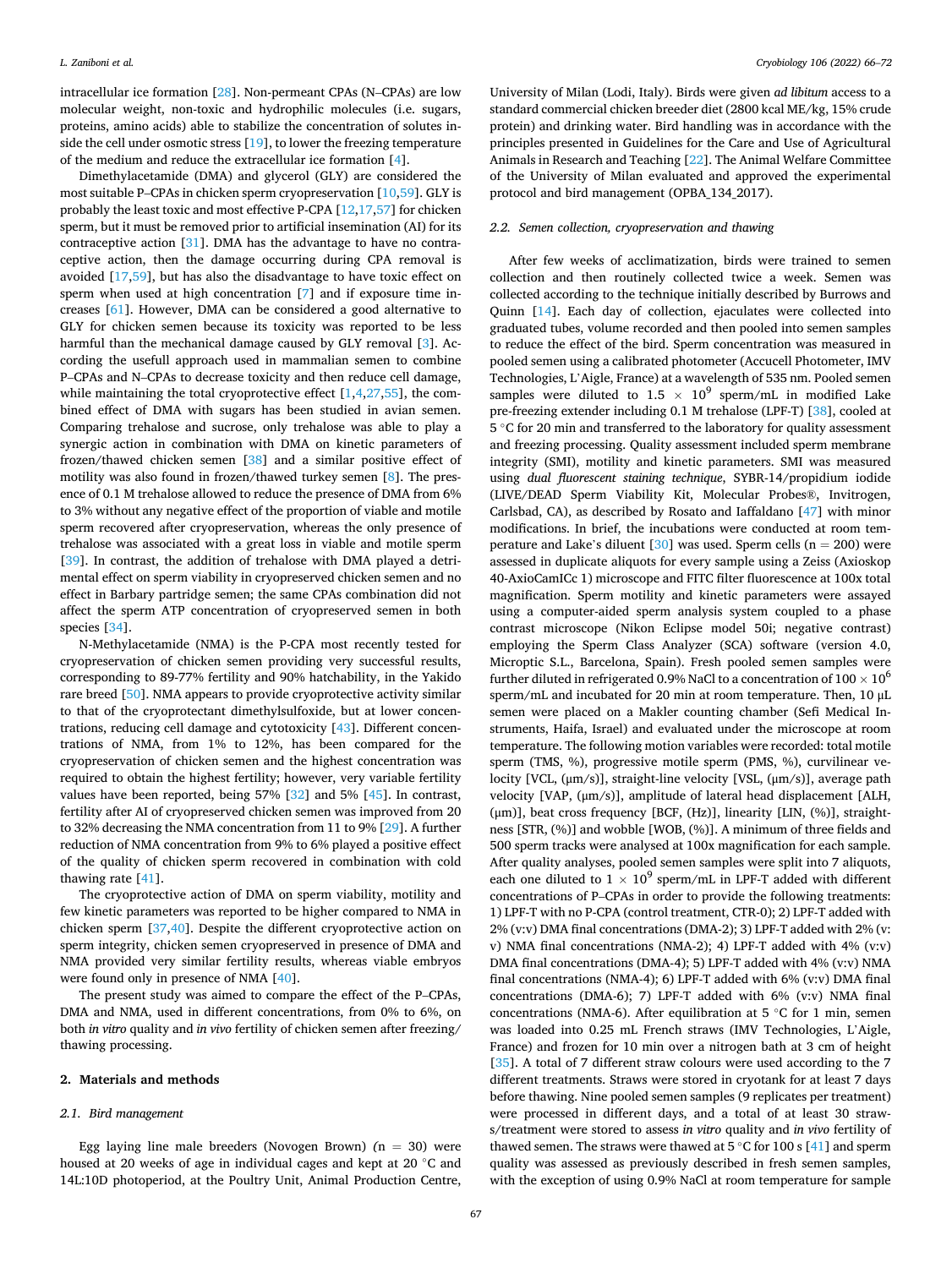intracellular ice formation [28]. Non-permeant CPAs (N–CPAs) are low molecular weight, non-toxic and hydrophilic molecules (i.e. sugars, proteins, amino acids) able to stabilize the concentration of solutes inside the cell under osmotic stress [19], to lower the freezing temperature of the medium and reduce the extracellular ice formation [4].

Dimethylacetamide (DMA) and glycerol (GLY) are considered the most suitable P–CPAs in chicken sperm cryopreservation [10,59]. GLY is probably the least toxic and most effective P-CPA [12,17,57] for chicken sperm, but it must be removed prior to artificial insemination (AI) for its contraceptive action [31]. DMA has the advantage to have no contraceptive action, then the damage occurring during CPA removal is avoided [17,59], but has also the disadvantage to have toxic effect on sperm when used at high concentration [7] and if exposure time increases [61]. However, DMA can be considered a good alternative to GLY for chicken semen because its toxicity was reported to be less harmful than the mechanical damage caused by GLY removal [3]. According the usefull approach used in mammalian semen to combine P–CPAs and N–CPAs to decrease toxicity and then reduce cell damage, while maintaining the total cryoprotective effect [1,4,27,55], the combined effect of DMA with sugars has been studied in avian semen. Comparing trehalose and sucrose, only trehalose was able to play a synergic action in combination with DMA on kinetic parameters of frozen/thawed chicken semen [38] and a similar positive effect of motility was also found in frozen/thawed turkey semen [8]. The presence of 0.1 M trehalose allowed to reduce the presence of DMA from 6% to 3% without any negative effect of the proportion of viable and motile sperm recovered after cryopreservation, whereas the only presence of trehalose was associated with a great loss in viable and motile sperm [39]. In contrast, the addition of trehalose with DMA played a detrimental effect on sperm viability in cryopreserved chicken semen and no effect in Barbary partridge semen; the same CPAs combination did not affect the sperm ATP concentration of cryopreserved semen in both species [34].

N-Methylacetamide (NMA) is the P-CPA most recently tested for cryopreservation of chicken semen providing very successful results, corresponding to 89-77% fertility and 90% hatchability, in the Yakido rare breed [50]. NMA appears to provide cryoprotective activity similar to that of the cryoprotectant dimethylsulfoxide, but at lower concentrations, reducing cell damage and cytotoxicity [43]. Different concentrations of NMA, from 1% to 12%, has been compared for the cryopreservation of chicken semen and the highest concentration was required to obtain the highest fertility; however, very variable fertility values have been reported, being 57% [32] and 5% [45]. In contrast, fertility after AI of cryopreserved chicken semen was improved from 20 to 32% decreasing the NMA concentration from 11 to 9% [29]. A further reduction of NMA concentration from 9% to 6% played a positive effect of the quality of chicken sperm recovered in combination with cold thawing rate [41].

The cryoprotective action of DMA on sperm viability, motility and few kinetic parameters was reported to be higher compared to NMA in chicken sperm [37,40]. Despite the different cryoprotective action on sperm integrity, chicken semen cryopreserved in presence of DMA and NMA provided very similar fertility results, whereas viable embryos were found only in presence of NMA [40].

The present study was aimed to compare the effect of the P–CPAs, DMA and NMA, used in different concentrations, from 0% to 6%, on both *in vitro* quality and *in vivo* fertility of chicken semen after freezing/thawing processing.

## 2. Materials and methods

### 2.1. Bird management

Egg laying line male breeders (Novogen Brown) (n = 30) were housed at 20 weeks of age in individual cages and kept at 20 °C and 14L:10D photoperiod, at the Poultry Unit, Animal Production Centre, University of Milan (Lodi, Italy). Birds were given *ad libitum* access to a standard commercial chicken breeder diet (2800 kcal ME/kg, 15% crude protein) and drinking water. Bird handling was in accordance with the principles presented in Guidelines for the Care and Use of Agricultural Animals in Research and Teaching [22]. The Animal Welfare Committee of the University of Milan evaluated and approved the experimental protocol and bird management (OPBA_134_2017).

### 2.2. Semen collection, cryopreservation and thawing

After few weeks of acclimatization, birds were trained to semen collection and then routinely collected twice a week. Semen was collected according to the technique initially described by Burrows and Quinn [14]. Each day of collection, ejaculates were collected into graduated tubes, volume recorded and then pooled into semen samples to reduce the effect of the bird. Sperm concentration was measured in pooled semen using a calibrated photometer (Accucell Photometer, IMV Technologies, L'Aigle, France) at a wavelength of 535 nm. Pooled semen samples were diluted to $1.5 \times 10^9$ sperm/mL in modified Lake pre-freezing extender including 0.1 M trehalose (LPF-T) [38], cooled at 5 °C for 20 min and transferred to the laboratory for quality assessment and freezing processing. Quality assessment included sperm membrane integrity (SMI), motility and kinetic parameters. SMI was measured using *dual fluorescent staining technique*, SYBR-14/propidium iodide (LIVE/DEAD Sperm Viability Kit, Molecular Probes®, Invitrogen, Carlsbad, CA), as described by Rosato and Iaffaldano [47] with minor modifications. In brief, the incubations were conducted at room temperature and Lake's diluent [30] was used. Sperm cells (n = 200) were assessed in duplicate aliquots for every sample using a Zeiss (Axioskop 40-AxioCamICc 1) microscope and FITC filter fluorescence at 100x total magnification. Sperm motility and kinetic parameters were assayed using a computer-aided sperm analysis system coupled to a phase contrast microscope (Nikon Eclipse model 50i; negative contrast) employing the Sperm Class Analyzer (SCA) software (version 4.0, Microptic S.L., Barcelona, Spain). Fresh pooled semen samples were further diluted in refrigerated 0.9% NaCl to a concentration of $100 \times 10^6$ sperm/mL and incubated for 20 min at room temperature. Then, 10 μL semen were placed on a Makler counting chamber (Sefi Medical Instruments, Haifa, Israel) and evaluated under the microscope at room temperature. The following motion variables were recorded: total motile sperm (TMS, %), progressive motile sperm (PMS, %), curvilinear velocity [VCL, (μm/s)], straight-line velocity [VSL, (μm/s)], average path velocity [VAP, (μm/s)], amplitude of lateral head displacement [ALH, (μm)], beat cross frequency [BCF, (Hz)], linearity [LIN, (%)], straightness [STR, (%)] and wobble [WOB, (%)]. A minimum of three fields and 500 sperm tracks were analysed at 100x magnification for each sample. After quality analyses, pooled semen samples were split into 7 aliquots, each one diluted to $1 \times 10^9$ sperm/mL in LPF-T added with different concentrations of P–CPAs in order to provide the following treatments: 1) LPF-T with no P-CPA (control treatment, CTR-0); 2) LPF-T added with 2% (v:v) DMA final concentrations (DMA-2); 3) LPF-T added with 2% (v:v) NMA final concentrations (NMA-2); 4) LPF-T added with 4% (v:v) DMA final concentrations (DMA-4); 5) LPF-T added with 4% (v:v) NMA final concentrations (NMA-4); 6) LPF-T added with 6% (v:v) DMA final concentrations (DMA-6); 7) LPF-T added with 6% (v:v) NMA final concentrations (NMA-6). After equilibration at 5 °C for 1 min, semen was loaded into 0.25 mL French straws (IMV Technologies, L'Aigle, France) and frozen for 10 min over a nitrogen bath at 3 cm of height [35]. A total of 7 different straw colours were used according to the 7 different treatments. Straws were stored in cryotank for at least 7 days before thawing. Nine pooled semen samples (9 replicates per treatment) were processed in different days, and a total of at least 30 straws/treatment were stored to assess *in vitro* quality and *in vivo* fertility of thawed semen. The straws were thawed at 5 °C for 100 s [41] and sperm quality was assessed as previously described in fresh semen samples, with the exception of using 0.9% NaCl at room temperature for sample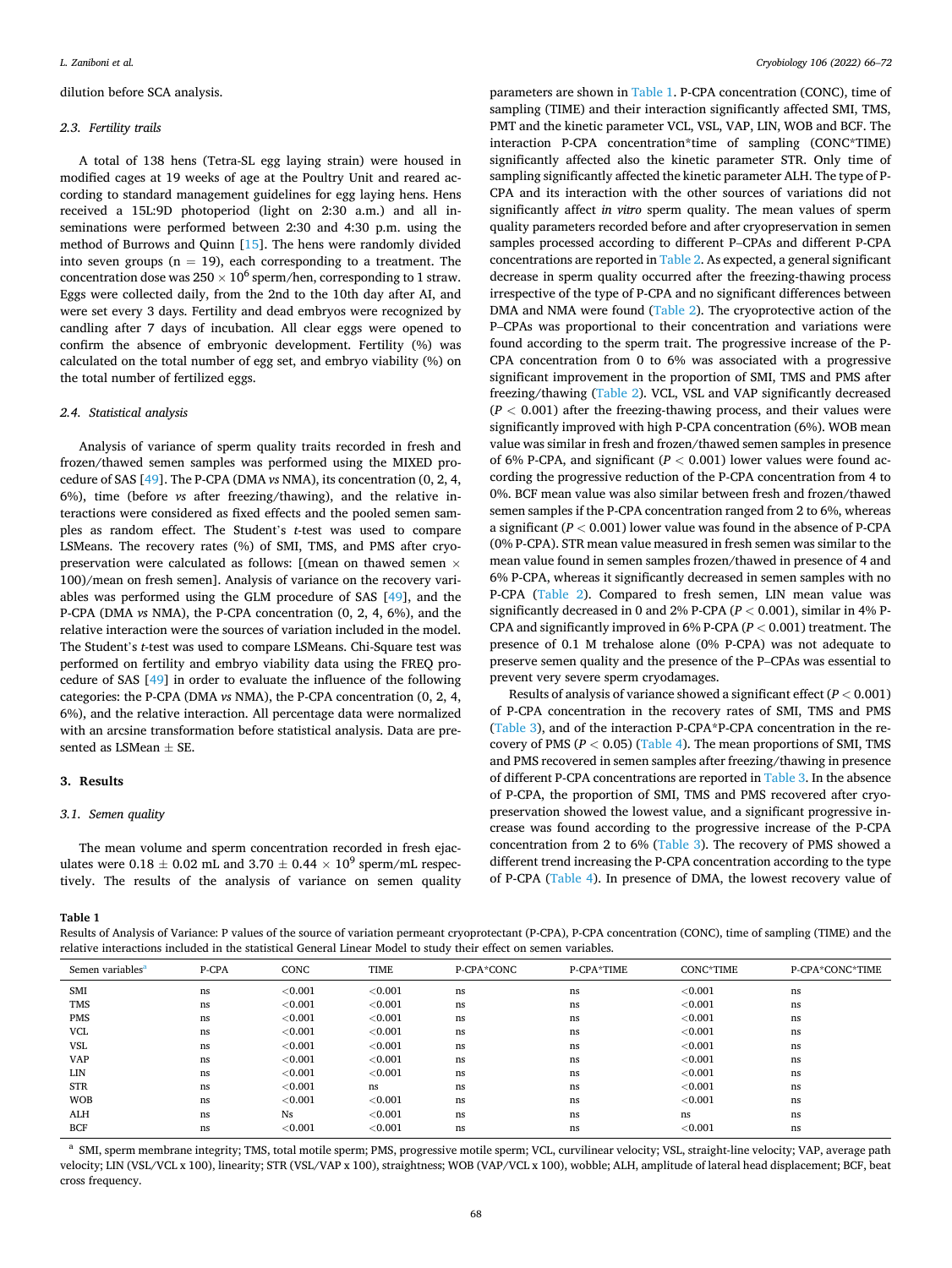dilution before SCA analysis.

### 2.3. Fertility trails

A total of 138 hens (Tetra-SL egg laying strain) were housed in modified cages at 19 weeks of age at the Poultry Unit and reared according to standard management guidelines for egg laying hens. Hens received a 15L:9D photoperiod (light on at 2:30 a.m.) and all inseminations were performed between 2:30 and 4:30 p.m. using the method of Burrows and Quinn [15]. The hens were randomly divided into seven groups (n = 19), each corresponding to a treatment. The concentration dose was $250 \times 10^6$ sperm/hen, corresponding to 1 straw. Eggs were collected daily, from the 2nd to the 10th day after AI, and were set every 3 days. Fertility and dead embryos were recognized by candling after 7 days of incubation. All clear eggs were opened to confirm the absence of embryonic development. Fertility (%) was calculated on the total number of egg set, and embryo viability (%) on the total number of fertilized eggs.

### 2.4. Statistical analysis

Analysis of variance of sperm quality traits recorded in fresh and frozen/thawed semen samples was performed using the MIXED procedure of SAS [49]. The P-CPA (DMA *vs* NMA), its concentration (0, 2, 4, 6%), time (before *vs* after freezing/thawing), and the relative interactions were considered as fixed effects and the pooled semen samples as random effect. The Student's *t*-test was used to compare LSMeans. The recovery rates (%) of SMI, TMS, and PMS after cryopreservation were calculated as follows: [(mean on thawed semen × 100)/mean on fresh semen]. Analysis of variance on the recovery variables was performed using the GLM procedure of SAS [49], and the P-CPA (DMA *vs* NMA), the P-CPA concentration (0, 2, 4, 6%), and the relative interaction were the sources of variation included in the model. The Student's *t*-test was used to compare LSMeans. Chi-Square test was performed on fertility and embryo viability data using the FREQ procedure of SAS [49] in order to evaluate the influence of the following categories: the P-CPA (DMA *vs* NMA), the P-CPA concentration (0, 2, 4, 6%), and the relative interaction. All percentage data were normalized with an arcsine transformation before statistical analysis. Data are presented as LSMean ± SE.

## 3. Results

### 3.1. Semen quality

The mean volume and sperm concentration recorded in fresh ejaculates were 0.18 ± 0.02 mL and $3.70 \pm 0.44 \times 10^9$ sperm/mL respectively. The results of the analysis of variance on semen quality parameters are shown in Table 1. P-CPA concentration (CONC), time of sampling (TIME) and their interaction significantly affected SMI, TMS, PMT and the kinetic parameter VCL, VSL, VAP, LIN, WOB and BCF. The interaction P-CPA concentration*time of sampling (CONC*TIME) significantly affected also the kinetic parameter STR. Only time of sampling significantly affected the kinetic parameter ALH. The type of P-CPA and its interaction with the other sources of variations did not significantly affect *in vitro* sperm quality. The mean values of sperm quality parameters recorded before and after cryopreservation in semen samples processed according to different P–CPAs and different P-CPA concentrations are reported in Table 2. As expected, a general significant decrease in sperm quality occurred after the freezing-thawing process irrespective of the type of P-CPA and no significant differences between DMA and NMA were found (Table 2). The cryoprotective action of the P–CPAs was proportional to their concentration and variations were found according to the sperm trait. The progressive increase of the P-CPA concentration from 0 to 6% was associated with a progressive significant improvement in the proportion of SMI, TMS and PMS after freezing/thawing (Table 2). VCL, VSL and VAP significantly decreased ($P < 0.001$) after the freezing-thawing process, and their values were significantly improved with high P-CPA concentration (6%). WOB mean value was similar in fresh and frozen/thawed semen samples in presence of 6% P-CPA, and significant ($P < 0.001$) lower values were found according the progressive reduction of the P-CPA concentration from 4 to 0%. BCF mean value was also similar between fresh and frozen/thawed semen samples if the P-CPA concentration ranged from 2 to 6%, whereas a significant ($P < 0.001$) lower value was found in the absence of P-CPA (0% P-CPA). STR mean value measured in fresh semen was similar to the mean value found in semen samples frozen/thawed in presence of 4 and 6% P-CPA, whereas it significantly decreased in semen samples with no P-CPA (Table 2). Compared to fresh semen, LIN mean value was significantly decreased in 0 and 2% P-CPA ($P < 0.001$), similar in 4% P-CPA and significantly improved in 6% P-CPA ($P < 0.001$) treatment. The presence of 0.1 M trehalose alone (0% P-CPA) was not adequate to preserve semen quality and the presence of the P–CPAs was essential to prevent very severe sperm cryodamages.

Results of analysis of variance showed a significant effect ($P < 0.001$) of P-CPA concentration in the recovery rates of SMI, TMS and PMS (Table 3), and of the interaction P-CPA*P-CPA concentration in the recovery of PMS ($P < 0.05$) (Table 4). The mean proportions of SMI, TMS and PMS recovered in semen samples after freezing/thawing in presence of different P-CPA concentrations are reported in Table 3. In the absence of P-CPA, the proportion of SMI, TMS and PMS recovered after cryopreservation showed the lowest value, and a significant progressive increase was found according to the progressive increase of the P-CPA concentration from 2 to 6% (Table 3). The recovery of PMS showed a different trend increasing the P-CPA concentration according to the type of P-CPA (Table 4). In presence of DMA, the lowest recovery value of

**Table 1**
Results of Analysis of Variance: P values of the source of variation permeant cryoprotectant (P-CPA), P-CPA concentration (CONC), time of sampling (TIME) and the relative interactions included in the statistical General Linear Model to study their effect on semen variables.

| Semen variables[a] | P-CPA | CONC | TIME | P-CPA*CONC | P-CPA*TIME | CONC*TIME | P-CPA*CONC*TIME |
|---|---|---|---|---|---|---|---|
| SMI | ns | <0.001 | <0.001 | ns | ns | <0.001 | ns |
| TMS | ns | <0.001 | <0.001 | ns | ns | <0.001 | ns |
| PMS | ns | <0.001 | <0.001 | ns | ns | <0.001 | ns |
| VCL | ns | <0.001 | <0.001 | ns | ns | <0.001 | ns |
| VSL | ns | <0.001 | <0.001 | ns | ns | <0.001 | ns |
| VAP | ns | <0.001 | <0.001 | ns | ns | <0.001 | ns |
| LIN | ns | <0.001 | <0.001 | ns | ns | <0.001 | ns |
| STR | ns | <0.001 | ns | ns | ns | <0.001 | ns |
| WOB | ns | <0.001 | <0.001 | ns | ns | <0.001 | ns |
| ALH | ns | Ns | <0.001 | ns | ns | ns | ns |
| BCF | ns | <0.001 | <0.001 | ns | ns | <0.001 | ns |

[a] SMI, sperm membrane integrity; TMS, total motile sperm; PMS, progressive motile sperm; VCL, curvilinear velocity; VSL, straight-line velocity; VAP, average path velocity; LIN (VSL/VCL x 100), linearity; STR (VSL/VAP x 100), straightness; WOB (VAP/VCL x 100), wobble; ALH, amplitude of lateral head displacement; BCF, beat cross frequency.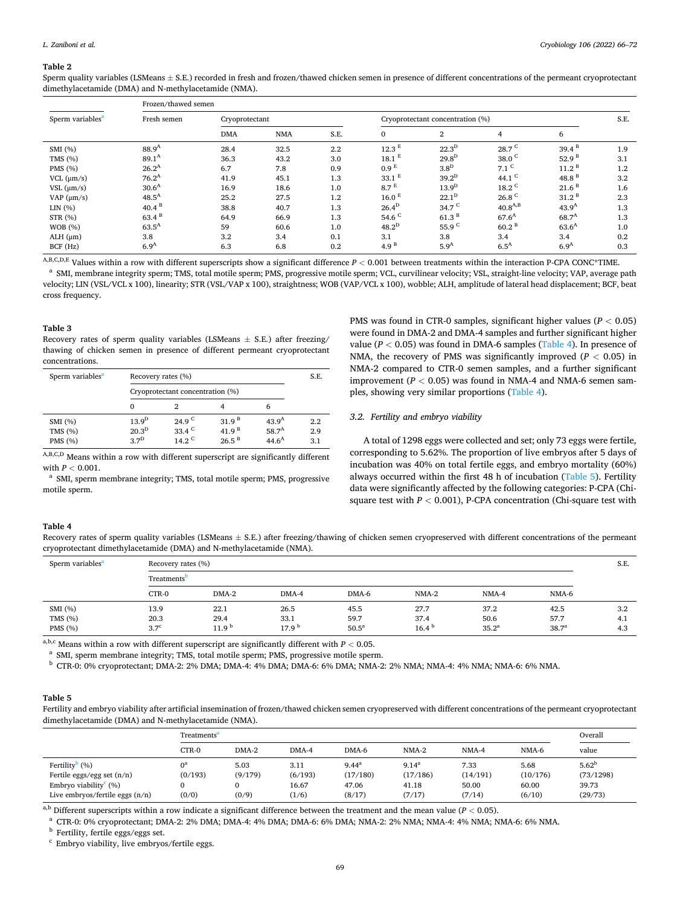**Table 2**

Sperm quality variables (LSMeans ± S.E.) recorded in fresh and frozen/thawed chicken semen in presence of different concentrations of the permeant cryoprotectant dimethylacetamide (DMA) and N-methylacetamide (NMA).

| Sperm variables[a] | Fresh semen | Frozen/thawed semen | | | | | | | |
|---|---|---|---|---|---|---|---|---|---|
| | | Cryoprotectant | | | Cryoprotectant concentration (%) | | | | S.E. |
| | | DMA | NMA | S.E. | 0 | 2 | 4 | 6 | |
| SMI (%) | 88.9[A] | 28.4 | 32.5 | 2.2 | 12.3 [E] | 22.3[D] | 28.7 [C] | 39.4 [B] | 1.9 |
| TMS (%) | 89.1[A] | 36.3 | 43.2 | 3.0 | 18.1 [E] | 29.8[D] | 38.0 [C] | 52.9 [B] | 3.1 |
| PMS (%) | 26.2[A] | 6.7 | 7.8 | 0.9 | 0.9 [E] | 3.8[D] | 7.1 [C] | 11.2 [B] | 1.2 |
| VCL (μm/s) | 76.2[A] | 41.9 | 45.1 | 1.3 | 33.1 [E] | 39.2[D] | 44.1 [C] | 48.8 [B] | 3.2 |
| VSL (μm/s) | 30.6[A] | 16.9 | 18.6 | 1.0 | 8.7 [E] | 13.9[D] | 18.2 [C] | 21.6 [B] | 1.6 |
| VAP (μm/s) | 48.5[A] | 25.2 | 27.5 | 1.2 | 16.0 [E] | 22.1[D] | 26.8 [C] | 31.2 [B] | 2.3 |
| LIN (%) | 40.4 [B] | 38.8 | 40.7 | 1.3 | 26.4[D] | 34.7 [C] | 40.8[A,B] | 43.9[A] | 1.3 |
| STR (%) | 63.4 [B] | 64.9 | 66.9 | 1.3 | 54.6 [C] | 61.3 [B] | 67.6[A] | 68.7[A] | 1.3 |
| WOB (%) | 63.5[A] | 59 | 60.6 | 1.0 | 48.2[D] | 55.9 [C] | 60.2 [B] | 63.6[A] | 1.0 |
| ALH (μm) | 3.8 | 3.2 | 3.4 | 0.1 | 3.1 | 3.8 | 3.4 | 3.4 | 0.2 |
| BCF (Hz) | 6.9[A] | 6.3 | 6.8 | 0.2 | 4.9 [B] | 5.9[A] | 6.5[A] | 6.9[A] | 0.3 |

[A,B,C,D,E] Values within a row with different superscripts show a significant difference $P < 0.001$ between treatments within the interaction P-CPA CONC*TIME.

[a] SMI, membrane integrity sperm; TMS, total motile sperm; PMS, progressive motile sperm; VCL, curvilinear velocity; VSL, straight-line velocity; VAP, average path velocity; LIN (VSL/VCL x 100), linearity; STR (VSL/VAP x 100), straightness; WOB (VAP/VCL x 100), wobble; ALH, amplitude of lateral head displacement; BCF, beat cross frequency.

**Table 3**

Recovery rates of sperm quality variables (LSMeans ± S.E.) after freezing/thawing of chicken semen in presence of different permeant cryoprotectant concentrations.

| Sperm variables[a] | Recovery rates (%) | | | | S.E. |
|---|---|---|---|---|---|
| | Cryoprotectant concentration (%) | | | | |
| | 0 | 2 | 4 | 6 | |
| SMI (%) | 13.9[D] | 24.9 [C] | 31.9 [B] | 43.9[A] | 2.2 |
| TMS (%) | 20.3[D] | 33.4 [C] | 41.9 [B] | 58.7[A] | 2.9 |
| PMS (%) | 3.7[D] | 14.2 [C] | 26.5 [B] | 44.6[A] | 3.1 |

[A,B,C,D] Means within a row with different superscript are significantly different with $P < 0.001$.

[a] SMI, sperm membrane integrity; TMS, total motile sperm; PMS, progressive motile sperm.

PMS was found in CTR-0 samples, significant higher values ($P < 0.05$) were found in DMA-2 and DMA-4 samples and further significant higher value ($P < 0.05$) was found in DMA-6 samples (Table 4). In presence of NMA, the recovery of PMS was significantly improved ($P < 0.05$) in NMA-2 compared to CTR-0 semen samples, and a further significant improvement ($P < 0.05$) was found in NMA-4 and NMA-6 semen samples, showing very similar proportions (Table 4).

### 3.2. Fertility and embryo viability

A total of 1298 eggs were collected and set; only 73 eggs were fertile, corresponding to 5.62%. The proportion of live embryos after 5 days of incubation was 40% on total fertile eggs, and embryo mortality (60%) always occurred within the first 48 h of incubation (Table 5). Fertility data were significantly affected by the following categories: P-CPA (Chi-square test with $P < 0.001$), P-CPA concentration (Chi-square test with

**Table 4**

Recovery rates of sperm quality variables (LSMeans ± S.E.) after freezing/thawing of chicken semen cryopreserved with different concentrations of the permeant cryoprotectant dimethylacetamide (DMA) and N-methylacetamide (NMA).

| Sperm variables[a] | Recovery rates (%) | | | | | | | S.E. |
|---|---|---|---|---|---|---|---|---|
| | Treatments[b] | | | | | | | |
| | CTR-0 | DMA-2 | DMA-4 | DMA-6 | NMA-2 | NMA-4 | NMA-6 | |
| SMI (%) | 13.9 | 22.1 | 26.5 | 45.5 | 27.7 | 37.2 | 42.5 | 3.2 |
| TMS (%) | 20.3 | 29.4 | 33.1 | 59.7 | 37.4 | 50.6 | 57.7 | 4.1 |
| PMS (%) | 3.7[c] | 11.9 [b] | 17.9 [b] | 50.5[a] | 16.4 [b] | 35.2[a] | 38.7[a] | 4.3 |

[a,b,c] Means within a row with different superscript are significantly different with $P < 0.05$.

[a] SMI, sperm membrane integrity; TMS, total motile sperm; PMS, progressive motile sperm.

[b] CTR-0: 0% cryoprotectant; DMA-2: 2% DMA; DMA-4: 4% DMA; DMA-6: 6% DMA; NMA-2: 2% NMA; NMA-4: 4% NMA; NMA-6: 6% NMA.

**Table 5**

Fertility and embryo viability after artificial insemination of frozen/thawed chicken semen cryopreserved with different concentrations of the permeant cryoprotectant dimethylacetamide (DMA) and N-methylacetamide (NMA).

| | Treatments[a] | | | | | | | Overall |
|---|---|---|---|---|---|---|---|---|
| | CTR-0 | DMA-2 | DMA-4 | DMA-6 | NMA-2 | NMA-4 | NMA-6 | value |
| Fertility[b] (%) | 0[a] | 5.03 | 3.11 | 9.44[a] | 9.14[a] | 7.33 | 5.68 | 5.62[b] |
| Fertile eggs/egg set (n/n) | (0/193) | (9/179) | (6/193) | (17/180) | (17/186) | (14/191) | (10/176) | (73/1298) |
| Embryo viability[c] (%) | 0 | 0 | 16.67 | 47.06 | 41.18 | 50.00 | 60.00 | 39.73 |
| Live embryos/fertile eggs (n/n) | (0/0) | (0/9) | (1/6) | (8/17) | (7/17) | (7/14) | (6/10) | (29/73) |

[a,b] Different superscripts within a row indicate a significant difference between the treatment and the mean value ($P < 0.05$).

[a] CTR-0: 0% cryoprotectant; DMA-2: 2% DMA; DMA-4: 4% DMA; DMA-6: 6% DMA; NMA-2: 2% NMA; NMA-4: 4% NMA; NMA-6: 6% NMA.

[b] Fertility, fertile eggs/eggs set.

[c] Embryo viability, live embryos/fertile eggs.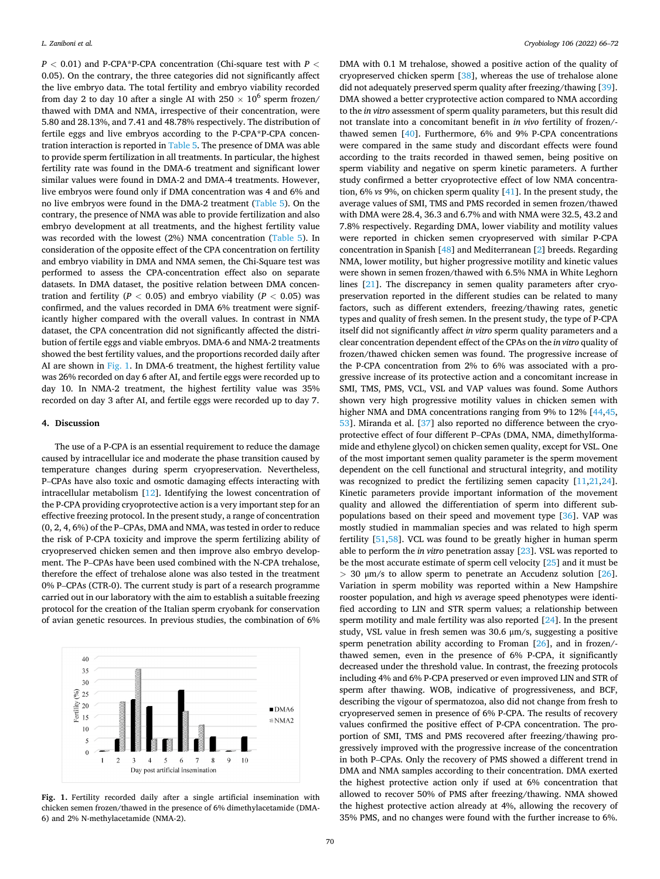$P < 0.01$) and P-CPA*P-CPA concentration (Chi-square test with $P < 0.05$). On the contrary, the three categories did not significantly affect the live embryo data. The total fertility and embryo viability recorded from day 2 to day 10 after a single AI with $250 \times 10^6$ sperm frozen/thawed with DMA and NMA, irrespective of their concentration, were 5.80 and 28.13%, and 7.41 and 48.78% respectively. The distribution of fertile eggs and live embryos according to the P-CPA*P-CPA concentration interaction is reported in Table 5. The presence of DMA was able to provide sperm fertilization in all treatments. In particular, the highest fertility rate was found in the DMA-6 treatment and significant lower similar values were found in DMA-2 and DMA-4 treatments. However, live embryos were found only if DMA concentration was 4 and 6% and no live embryos were found in the DMA-2 treatment (Table 5). On the contrary, the presence of NMA was able to provide fertilization and also embryo development at all treatments, and the highest fertility value was recorded with the lowest (2%) NMA concentration (Table 5). In consideration of the opposite effect of the CPA concentration on fertility and embryo viability in DMA and NMA semen, the Chi-Square test was performed to assess the CPA-concentration effect also on separate datasets. In DMA dataset, the positive relation between DMA concentration and fertility ($P < 0.05$) and embryo viability ($P < 0.05$) was confirmed, and the values recorded in DMA 6% treatment were significantly higher compared with the overall values. In contrast in NMA dataset, the CPA concentration did not significantly affected the distribution of fertile eggs and viable embryos. DMA-6 and NMA-2 treatments showed the best fertility values, and the proportions recorded daily after AI are shown in Fig. 1. In DMA-6 treatment, the highest fertility value was 26% recorded on day 6 after AI, and fertile eggs were recorded up to day 10. In NMA-2 treatment, the highest fertility value was 35% recorded on day 3 after AI, and fertile eggs were recorded up to day 7.

## 4. Discussion

The use of a P-CPA is an essential requirement to reduce the damage caused by intracellular ice and moderate the phase transition caused by temperature changes during sperm cryopreservation. Nevertheless, P–CPAs have also toxic and osmotic damaging effects interacting with intracellular metabolism [12]. Identifying the lowest concentration of the P-CPA providing cryoprotective action is a very important step for an effective freezing protocol. In the present study, a range of concentration (0, 2, 4, 6%) of the P–CPAs, DMA and NMA, was tested in order to reduce the risk of P-CPA toxicity and improve the sperm fertilizing ability of cryopreserved chicken semen and then improve also embryo development. The P–CPAs have been used combined with the N-CPA trehalose, therefore the effect of trehalose alone was also tested in the treatment 0% P–CPAs (CTR-0). The current study is part of a research programme carried out in our laboratory with the aim to establish a suitable freezing protocol for the creation of the Italian sperm cryobank for conservation of avian genetic resources. In previous studies, the combination of 6% DMA with 0.1 M trehalose, showed a positive action of the quality of cryopreserved chicken sperm [38], whereas the use of trehalose alone did not adequately preserved sperm quality after freezing/thawing [39]. DMA showed a better cryprotective action compared to NMA according to the *in vitro* assessment of sperm quality parameters, but this result did not translate into a concomitant benefit in *in vivo* fertility of frozen/-thawed semen [40]. Furthermore, 6% and 9% P-CPA concentrations were compared in the same study and discordant effects were found according to the traits recorded in thawed semen, being positive on sperm viability and negative on sperm kinetic parameters. A further study confirmed a better cryoprotective effect of low NMA concentration, 6% *vs* 9%, on chicken sperm quality [41]. In the present study, the average values of SMI, TMS and PMS recorded in semen frozen/thawed with DMA were 28.4, 36.3 and 6.7% and with NMA were 32.5, 43.2 and 7.8% respectively. Regarding DMA, lower viability and motility values were reported in chicken semen cryopreserved with similar P-CPA concentration in Spanish [48] and Mediterranean [2] breeds. Regarding NMA, lower motility, but higher progressive motility and kinetic values were shown in semen frozen/thawed with 6.5% NMA in White Leghorn lines [21]. The discrepancy in semen quality parameters after cryopreservation reported in the different studies can be related to many factors, such as different extenders, freezing/thawing rates, genetic types and quality of fresh semen. In the present study, the type of P-CPA itself did not significantly affect *in vitro* sperm quality parameters and a clear concentration dependent effect of the CPAs on the *in vitro* quality of frozen/thawed chicken semen was found. The progressive increase of the P-CPA concentration from 2% to 6% was associated with a progressive increase of its protective action and a concomitant increase in SMI, TMS, PMS, VCL, VSL and VAP values was found. Some Authors shown very high progressive motility values in chicken semen with higher NMA and DMA concentrations ranging from 9% to 12% [44,45,53]. Miranda et al. [37] also reported no difference between the cryoprotective effect of four different P–CPAs (DMA, NMA, dimethylformamide and ethylene glycol) on chicken semen quality, except for VSL. One of the most important semen quality parameter is the sperm movement dependent on the cell functional and structural integrity, and motility was recognized to predict the fertilizing semen capacity [11,21,24]. Kinetic parameters provide important information of the movement quality and allowed the differentiation of sperm into different subpopulations based on their speed and movement type [36]. VAP was mostly studied in mammalian species and was related to high sperm fertility [51,58]. VCL was found to be greatly higher in human sperm able to perform the *in vitro* penetration assay [23]. VSL was reported to be the most accurate estimate of sperm cell velocity [25] and it must be > 30 μm/s to allow sperm to penetrate an Accudenz solution [26]. Variation in sperm mobility was reported within a New Hampshire rooster population, and high *vs* average speed phenotypes were identified according to LIN and STR sperm values; a relationship between sperm motility and male fertility was also reported [24]. In the present study, VSL value in fresh semen was 30.6 μm/s, suggesting a positive sperm penetration ability according to Froman [26], and in frozen/-thawed semen, even in the presence of 6% P-CPA, it significantly decreased under the threshold value. In contrast, the freezing protocols including 4% and 6% P-CPA preserved or even improved LIN and STR of sperm after thawing. WOB, indicative of progressiveness, and BCF, describing the vigour of spermatozoa, also did not change from fresh to cryopreserved semen in presence of 6% P-CPA. The results of recovery values confirmed the positive effect of P-CPA concentration. The proportion of SMI, TMS and PMS recovered after freezing/thawing progressively improved with the progressive increase of the concentration in both P–CPAs. Only the recovery of PMS showed a different trend in DMA and NMA samples according to their concentration. DMA exerted the highest protective action only if used at 6% concentration that allowed to recover 50% of PMS after freezing/thawing. NMA showed the highest protective action already at 4%, allowing the recovery of 35% PMS, and no changes were found with the further increase to 6%.

**Fig. 1.** Fertility recorded daily after a single artificial insemination with chicken semen frozen/thawed in the presence of 6% dimethylacetamide (DMA-6) and 2% N-methylacetamide (NMA-2).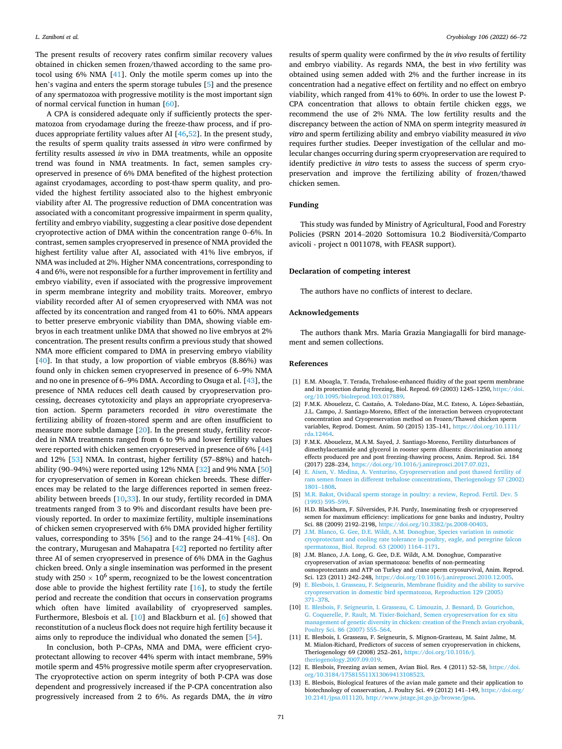The present results of recovery rates confirm similar recovery values obtained in chicken semen frozen/thawed according to the same protocol using 6% NMA [41]. Only the motile sperm comes up into the hen's vagina and enters the sperm storage tubules [5] and the presence of any spermatozoa with progressive motility is the most important sign of normal cervical function in human [60].

A CPA is considered adequate only if sufficiently protects the spermatozoa from cryodamage during the freeze-thaw process, and if produces appropriate fertility values after AI [46,52]. In the present study, the results of sperm quality traits assessed *in vitro* were confirmed by fertility results assessed *in vivo* in DMA treatments, while an opposite trend was found in NMA treatments. In fact, semen samples cryopreserved in presence of 6% DMA benefited of the highest protection against cryodamages, according to post-thaw sperm quality, and provided the highest fertility associated also to the highest embryonic viability after AI. The progressive reduction of DMA concentration was associated with a concomitant progressive impairment in sperm quality, fertility and embryo viability, suggesting a clear positive dose dependent cryoprotective action of DMA within the concentration range 0–6%. In contrast, semen samples cryopreserved in presence of NMA provided the highest fertility value after AI, associated with 41% live embryos, if NMA was included at 2%. Higher NMA concentrations, corresponding to 4 and 6%, were not responsible for a further improvement in fertility and embryo viability, even if associated with the progressive improvement in sperm membrane integrity and mobility traits. Moreover, embryo viability recorded after AI of semen cryopreserved with NMA was not affected by its concentration and ranged from 41 to 60%. NMA appears to better preserve embryonic viability than DMA, showing viable embryos in each treatment unlike DMA that showed no live embryos at 2% concentration. The present results confirm a previous study that showed NMA more efficient compared to DMA in preserving embryo viability [40]. In that study, a low proportion of viable embryos (8.86%) was found only in chicken semen cryopreserved in presence of 6–9% NMA and no one in presence of 6–9% DMA. According to Osuga et al. [43], the presence of NMA reduces cell death caused by cryopreservation processing, decreases cytotoxicity and plays an appropriate cryopreservation action. Sperm parameters recorded *in vitro* overestimate the fertilizing ability of frozen-stored sperm and are often insufficient to measure more subtle damage [20]. In the present study, fertility recorded in NMA treatments ranged from 6 to 9% and lower fertility values were reported with chicken semen cryopreserved in presence of 6% [44] and 12% [53] NMA. In contrast, higher fertility (57–88%) and hatchability (90–94%) were reported using 12% NMA [32] and 9% NMA [50] for cryopreservation of semen in Korean chicken breeds. These differences may be related to the large differences reported in semen freezability between breeds [10,33]. In our study, fertility recorded in DMA treatments ranged from 3 to 9% and discordant results have been previously reported. In order to maximize fertility, multiple inseminations of chicken semen cryopreserved with 6% DMA provided higher fertility values, corresponding to 35% [56] and to the range 24–41% [48]. On the contrary, Murugesan and Mahapatra [42] reported no fertility after three AI of semen cryopreserved in presence of 6% DMA in the Gaghus chicken breed. Only a single insemination was performed in the present study with $250 \times 10^6$ sperm, recognized to be the lowest concentration dose able to provide the highest fertility rate [16], to study the fertile period and recreate the condition that occurs in conservation programs which often have limited availability of cryopreserved samples. Furthermore, Blesbois et al. [10] and Blackburn et al. [6] showed that reconstitution of a nucleus flock does not require high fertility because it aims only to reproduce the individual who donated the semen [54].

In conclusion, both P–CPAs, NMA and DMA, were efficient cryoprotectant allowing to recover 44% sperm with intact membrane, 59% motile sperm and 45% progressive motile sperm after cryopreservation. The cryoprotective action on sperm integrity of both P-CPA was dose dependent and progressively increased if the P-CPA concentration also progressively increased from 2 to 6%. As regards DMA, the *in vitro* results of sperm quality were confirmed by the *in vivo* results of fertility and embryo viability. As regards NMA, the best in *vivo* fertility was obtained using semen added with 2% and the further increase in its concentration had a negative effect on fertility and no effect on embryo viability, which ranged from 41% to 60%. In order to use the lowest P-CPA concentration that allows to obtain fertile chicken eggs, we recommend the use of 2% NMA. The low fertility results and the discrepancy between the action of NMA on sperm integrity measured *in vitro* and sperm fertilizing ability and embryo viability measured *in vivo* requires further studies. Deeper investigation of the cellular and molecular changes occurring during sperm cryopreservation are required to identify predictive *in vitro* tests to assess the success of sperm cryopreservation and improve the fertilizing ability of frozen/thawed chicken semen.

## Funding

This study was funded by Ministry of Agricultural, Food and Forestry Policies (PSRN 2014–2020 Sottomisura 10.2 Biodiversità/Comparto avicoli - project n 0011078, with FEASR support).

## Declaration of competing interest

The authors have no conflicts of interest to declare.

## Acknowledgements

The authors thank Mrs. Maria Grazia Mangiagalli for bird management and semen collections.

## References

[1] E.M. Aboagla, T. Terada, Trehalose-enhanced fluidity of the goat sperm membrane and its protection during freezing, Biol. Reprod. 69 (2003) 1245–1250, https://doi.org/10.1095/biolreprod.103.017889.

[2] F.M.K. Abouelezz, C. Castaño, A. Toledano-Díaz, M.C. Esteso, A. López-Sebastián, J.L. Campo, J. Santiago-Moreno, Effect of the interaction between cryoprotectant concentration and Cryopreservation method on Frozen/Thawed chicken sperm variables, Reprod. Domest. Anim. 50 (2015) 135–141, https://doi.org/10.1111/rda.12464.

[3] F.M.K. Abouelezz, M.A.M. Sayed, J. Santiago-Moreno, Fertility disturbances of dimethylacetamide and glycerol in rooster sperm diluents: discrimination among effects produced pre and post freezing-thawing process, Anim. Reprod. Sci. 184 (2017) 228–234, https://doi.org/10.1016/j.anireprosci.2017.07.021.

[4] E. Aisen, V. Medina, A. Venturino, Cryopreservation and post thawed fertility of ram semen frozen in different trehalose concentrations, Theriogenology 57 (2002) 1801–1808.

[5] M.R. Bakst, Oviducal sperm storage in poultry: a review, Reprod. Fertil. Dev. 5 (1993) 595–599.

[6] H.D. Blackburn, F. Silversides, P.H. Purdy, Inseminating fresh or cryopreserved semen for maximum efficiency: implications for gene banks and industry, Poultry Sci. 88 (2009) 2192–2198, https://doi.org/10.3382/ps.2008-00403.

[7] J.M. Blanco, G. Gee, D.E. Wildt, A.M. Donoghue, Species variation in osmotic cryoprotectant and cooling rate tolerance in poultry, eagle, and peregrine falcon spermatozoa, Biol. Reprod. 63 (2000) 1164–1171.

[8] J.M. Blanco, J.A. Long, G. Gee, D.E. Wildt, A.M. Donoghue, Comparative cryopreservation of avian spermatozoa: benefits of non-permeating osmoprotectants and ATP on Turkey and crane sperm cryosurvival, Anim. Reprod. Sci. 123 (2011) 242–248, https://doi.org/10.1016/j.anireprosci.2010.12.005.

[9] E. Blesbois, I. Grasseau, F. Seigneurin, Membrane fluidity and the ability to survive cryopreservation in domestic bird spermatozoa, Reproduction 129 (2005) 371–378.

[10] E. Blesbois, F. Seigneurin, I. Grasseau, C. Limouzin, J. Besnard, D. Gourichon, G. Coquerelle, P. Rault, M. Tixier-Boichard, Semen cryopreservation for ex situ management of genetic diversity in chicken: creation of the French avian cryobank, Poultry Sci. 86 (2007) 555–564.

[11] E. Blesbois, I. Grasseau, F. Seigneurin, S. Mignon-Grasteau, M. Saint Jalme, M. M. Mialon-Richard, Predictors of success of semen cryopreservation in chickens, Theriogenology 69 (2008) 252–261, https://doi.org/10.1016/j.theriogenology.2007.09.019.

[12] E. Blesbois, Freezing avian semen, Avian Biol. Res. 4 (2011) 52–58, https://doi.org/10.3184/175815511X13069413108523.

[13] E. Blesbois, Biological features of the avian male gamete and their application to biotechnology of conservation, J. Poultry Sci. 49 (2012) 141–149, https://doi.org/10.2141/jpsa.011120. http://www.jstage.jst.go.jp/browse/jpsa.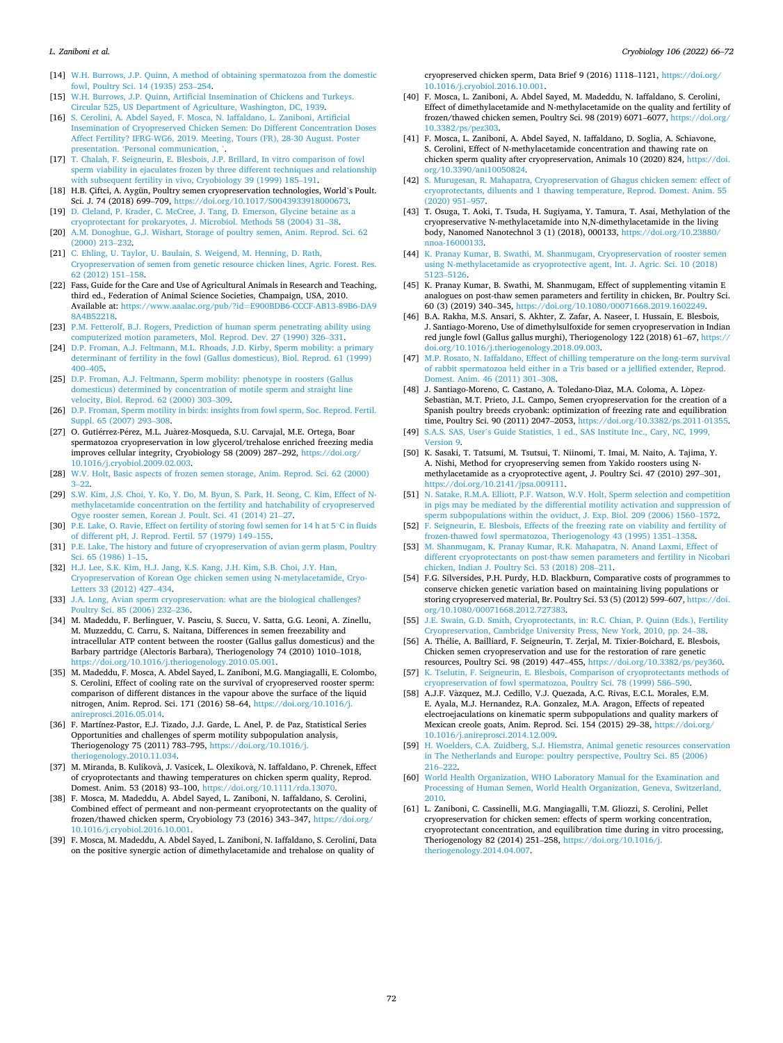[14] W.H. Burrows, J.P. Quinn, A method of obtaining spermatozoa from the domestic fowl, Poultry Sci. 14 (1935) 253–254.

[15] W.H. Burrows, J.P. Quinn, Artificial Insemination of Chickens and Turkeys. Circular 525, US Department of Agriculture, Washington, DC, 1939.

[16] S. Cerolini, A. Abdel Sayed, F. Mosca, N. Iaffaldano, L. Zaniboni, Artificial Insemination of Cryopreserved Chicken Semen: Do Different Concentration Doses Affect Fertility? IFRG-WG6, 2019. Meeting, Tours (FR), 28-30 August. Poster presentation. 'Personal communication, '.

[17] T. Chalah, F. Seigneurin, E. Blesbois, J.P. Brillard, In vitro comparison of fowl sperm viability in ejaculates frozen by three different techniques and relationship with subsequent fertility in vivo, Cryobiology 39 (1999) 185–191.

[18] H.B. Çiftci, A. Aygün, Poultry semen cryopreservation technologies, World's Poult. Sci. J. 74 (2018) 699–709, https://doi.org/10.1017/S0043933918000673.

[19] D. Cleland, P. Krader, C. McCree, J. Tang, D. Emerson, Glycine betaine as a cryoprotectant for prokaryotes, J. Microbiol. Methods 58 (2004) 31–38.

[20] A.M. Donoghue, G.J. Wishart, Storage of poultry semen, Anim. Reprod. Sci. 62 (2000) 213–232.

[21] C. Ehling, U. Taylor, U. Baulain, S. Weigend, M. Henning, D. Rath, Cryopreservation of semen from genetic resource chicken lines, Agric. Forest. Res. 62 (2012) 151–158.

[22] Fass, Guide for the Care and Use of Agricultural Animals in Research and Teaching, third ed., Federation of Animal Science Societies, Champaign, USA, 2010. Available at: https://www.aaalac.org/pub/?id=E900BDB6-CCCF-AB13-89B6-DA98A4B52218.

[23] P.M. Fetterolf, B.J. Rogers, Prediction of human sperm penetrating ability using computerized motion parameters, Mol. Reprod. Dev. 27 (1990) 326–331.

[24] D.P. Froman, A.J. Feltmann, M.L. Rhoads, J.D. Kirby, Sperm mobility: a primary determinant of fertility in the fowl (Gallus domesticus), Biol. Reprod. 61 (1999) 400–405.

[25] D.P. Froman, A.J. Feltmann, Sperm mobility: phenotype in roosters (Gallus domesticus) determined by concentration of motile sperm and straight line velocity, Biol. Reprod. 62 (2000) 303–309.

[26] D.P. Froman, Sperm motility in birds: insights from fowl sperm, Soc. Reprod. Fertil. Suppl. 65 (2007) 293–308.

[27] O. Gutiérrez-Pérez, M.L. Juàrez-Mosqueda, S.U. Carvajal, M.E. Ortega, Boar spermatozoa cryopreservation in low glycerol/trehalose enriched freezing media improves cellular integrity, Cryobiology 58 (2009) 287–292, https://doi.org/10.1016/j.cryobiol.2009.02.003.

[28] W.V. Holt, Basic aspects of frozen semen storage, Anim. Reprod. Sci. 62 (2000) 3–22.

[29] S.W. Kim, J.S. Choi, Y. Ko, Y. Do, M. Byun, S. Park, H. Seong, C. Kim, Effect of N-methylacetamide concentration on the fertility and hatchability of cryopreserved Ogye rooster semen, Korean J. Poult. Sci. 41 (2014) 21–27.

[30] P.E. Lake, O. Ravie, Effect on fertility of storing fowl semen for 14 h at 5°C in fluids of different pH, J. Reprod. Fertil. 57 (1979) 149–155.

[31] P.E. Lake, The history and future of cryopreservation of avian germ plasm, Poultry Sci. 65 (1986) 1–15.

[32] H.J. Lee, S.K. Kim, H.J. Jang, K.S. Kang, J.H. Kim, S.B. Choi, J.Y. Han, Cryopreservation of Korean Oge chicken semen using N-metylacetamide, Cryo-Letters 33 (2012) 427–434.

[33] J.A. Long, Avian sperm cryopreservation: what are the biological challenges? Poultry Sci. 85 (2006) 232–236.

[34] M. Madeddu, F. Berlinguer, V. Pasciu, S. Succu, V. Satta, G.G. Leoni, A. Zinellu, M. Muzzeddu, C. Carru, S. Naitana, Differences in semen freezability and intracellular ATP content between the rooster (Gallus gallus domesticus) and the Barbary partridge (Alectoris Barbara), Theriogenology 74 (2010) 1010–1018, https://doi.org/10.1016/j.theriogenology.2010.05.001.

[35] M. Madeddu, F. Mosca, A. Abdel Sayed, L. Zaniboni, M.G. Mangiagalli, E. Colombo, S. Cerolini, Effect of cooling rate on the survival of cryopreserved rooster sperm: comparison of different distances in the vapour above the surface of the liquid nitrogen, Anim. Reprod. Sci. 171 (2016) 58–64, https://doi.org/10.1016/j.anireprosci.2016.05.014.

[36] F. Martínez-Pastor, E.J. Tizado, J.J. Garde, L. Anel, P. de Paz, Statistical Series Opportunities and challenges of sperm motility subpopulation analysis, Theriogenology 75 (2011) 783–795, https://doi.org/10.1016/j.theriogenology.2010.11.034.

[37] M. Miranda, B. Kulikovà, J. Vasicek, L. Olexikovà, N. Iaffaldano, P. Chrenek, Effect of cryoprotectants and thawing temperatures on chicken sperm quality, Reprod. Domest. Anim. 53 (2018) 93–100, https://doi.org/10.1111/rda.13070.

[38] F. Mosca, M. Madeddu, A. Abdel Sayed, L. Zaniboni, N. Iaffaldano, S. Cerolini, Combined effect of permeant and non-permeant cryoprotectants on the quality of frozen/thawed chicken sperm, Cryobiology 73 (2016) 343–347, https://doi.org/10.1016/j.cryobiol.2016.10.001.

[39] F. Mosca, M. Madeddu, A. Abdel Sayed, L. Zaniboni, N. Iaffaldano, S. Cerolini, Data on the positive synergic action of dimethylacetamide and trehalose on quality of cryopreserved chicken sperm, Data Brief 9 (2016) 1118–1121, https://doi.org/10.1016/j.cryobiol.2016.10.001.

[40] F. Mosca, L. Zaniboni, A. Abdel Sayed, M. Madeddu, N. Iaffaldano, S. Cerolini, Effect of dimethylacetamide and N-methylacetamide on the quality and fertility of frozen/thawed chicken semen, Poultry Sci. 98 (2019) 6071–6077, https://doi.org/10.3382/ps/pez303.

[41] F. Mosca, L. Zaniboni, A. Abdel Sayed, N. Iaffaldano, D. Soglia, A. Schiavone, S. Cerolini, Effect of N-methylacetamide concentration and thawing rate on chicken sperm quality after cryopreservation, Animals 10 (2020) 824, https://doi.org/10.3390/ani10050824.

[42] S. Murugesan, R. Mahapatra, Cryopreservation of Ghagus chicken semen: effect of cryoprotectants, diluents and 1 thawing temperature, Reprod. Domest. Anim. 55 (2020) 951–957.

[43] T. Osuga, T. Aoki, T. Tsuda, H. Sugiyama, Y. Tamura, T. Asai, Methylation of the cryopreservative N-methylacetamide into N,N-dimethylacetamide in the living body, Nanomed Nanotechnol 3 (1) (2018), 000133, https://doi.org/10.23880/nnoa-16000133.

[44] K. Pranay Kumar, B. Swathi, M. Shanmugam, Cryopreservation of rooster semen using N-methylacetamide as cryoprotective agent, Int. J. Agric. Sci. 10 (2018) 5123–5126.

[45] K. Pranay Kumar, B. Swathi, M. Shanmugam, Effect of supplementing vitamin E analogues on post-thaw semen parameters and fertility in chicken, Br. Poultry Sci. 60 (3) (2019) 340–345, https://doi.org/10.1080/00071668.2019.1602249.

[46] B.A. Rakha, M.S. Ansari, S. Akhter, Z. Zafar, A. Naseer, I. Hussain, E. Blesbois, J. Santiago-Moreno, Use of dimethylsulfoxide for semen cryopreservation in Indian red jungle fowl (Gallus gallus murghi), Theriogenology 122 (2018) 61–67, https://doi.org/10.1016/j.theriogenology.2018.09.003.

[47] M.P. Rosato, N. Iaffaldano, Effect of chilling temperature on the long-term survival of rabbit spermatozoa held either in a Tris based or a jellified extender, Reprod. Domest. Anim. 46 (2011) 301–308.

[48] J. Santiago-Moreno, C. Castano, A. Toledano-Dìaz, M.A. Coloma, A. Lòpez-Sebastiàn, M.T. Prieto, J.L. Campo, Semen cryopreservation for the creation of a Spanish poultry breeds cryobank: optimization of freezing rate and equilibration time, Poultry Sci. 90 (2011) 2047–2053, https://doi.org/10.3382/ps.2011-01355.

[49] S.A.S. SAS, User's Guide Statistics, 1 ed., SAS Institute Inc., Cary, NC, 1999, Version 9.

[50] K. Sasaki, T. Tatsumi, M. Tsutsui, T. Niinomi, T. Imai, M. Naito, A. Tajima, Y. A. Nishi, Method for cryopreserving semen from Yakido roosters using N-methylacetamide as a cryoprotective agent, J. Poultry Sci. 47 (2010) 297–301, https://doi.org/10.2141/jpsa.009111.

[51] N. Satake, R.M.A. Elliott, P.F. Watson, W.V. Holt, Sperm selection and competition in pigs may be mediated by the differential motility activation and suppression of sperm subpopulations within the oviduct, J. Exp. Biol. 209 (2006) 1560–1572.

[52] F. Seigneurin, E. Blesbois, Effects of the freezing rate on viability and fertility of frozen-thawed fowl spermatozoa, Theriogenology 43 (1995) 1351–1358.

[53] M. Shanmugam, K. Pranay Kumar, R.K. Mahapatra, N. Anand Laxmi, Effect of different cryoprotectants on post-thaw semen parameters and fertility in Nicobari chicken, Indian J. Poultry Sci. 53 (2018) 208–211.

[54] F.G. Silversides, P.H. Purdy, H.D. Blackburn, Comparative costs of programmes to conserve chicken genetic variation based on maintaining living populations or storing cryopreserved material, Br. Poultry Sci. 53 (5) (2012) 599–607, https://doi.org/10.1080/00071668.2012.727383.

[55] J.E. Swain, G.D. Smith, Cryoprotectants, in: R.C. Chian, P. Quinn (Eds.), Fertility Cryopreservation, Cambridge University Press, New York, 2010, pp. 24–38.

[56] A. Thélie, A. Bailliard, F. Seigneurin, T. Zerjal, M. Tixier-Boichard, E. Blesbois, Chicken semen cryopreservation and use for the restoration of rare genetic resources, Poultry Sci. 98 (2019) 447–455, https://doi.org/10.3382/ps/pey360.

[57] K. Tselutin, F. Seigneurin, E. Blesbois, Comparison of cryoprotectants methods of cryopreservation of fowl spermatozoa, Poultry Sci. 78 (1999) 586–590.

[58] A.J.F. Vàzquez, M.J. Cedillo, V.J. Quezada, A.C. Rivas, E.C.L. Morales, E.M. E. Ayala, M.J. Hernandez, R.A. Gonzalez, M.A. Aragon, Effects of repeated electroejaculations on kinematic sperm subpopulations and quality markers of Mexican creole goats, Anim. Reprod. Sci. 154 (2015) 29–38, https://doi.org/10.1016/j.anireprosci.2014.12.009.

[59] H. Woelders, C.A. Zuidberg, S.J. Hiemstra, Animal genetic resources conservation in The Netherlands and Europe: poultry perspective, Poultry Sci. 85 (2006) 216–222.

[60] World Health Organization, WHO Laboratory Manual for the Examination and Processing of Human Semen, World Health Organization, Geneva, Switzerland, 2010.

[61] L. Zaniboni, C. Cassinelli, M.G. Mangiagalli, T.M. Gliozzi, S. Cerolini, Pellet cryopreservation for chicken semen: effects of sperm working concentration, cryoprotectant concentration, and equilibration time during in vitro processing, Theriogenology 82 (2014) 251–258, https://doi.org/10.1016/j.theriogenology.2014.04.007.